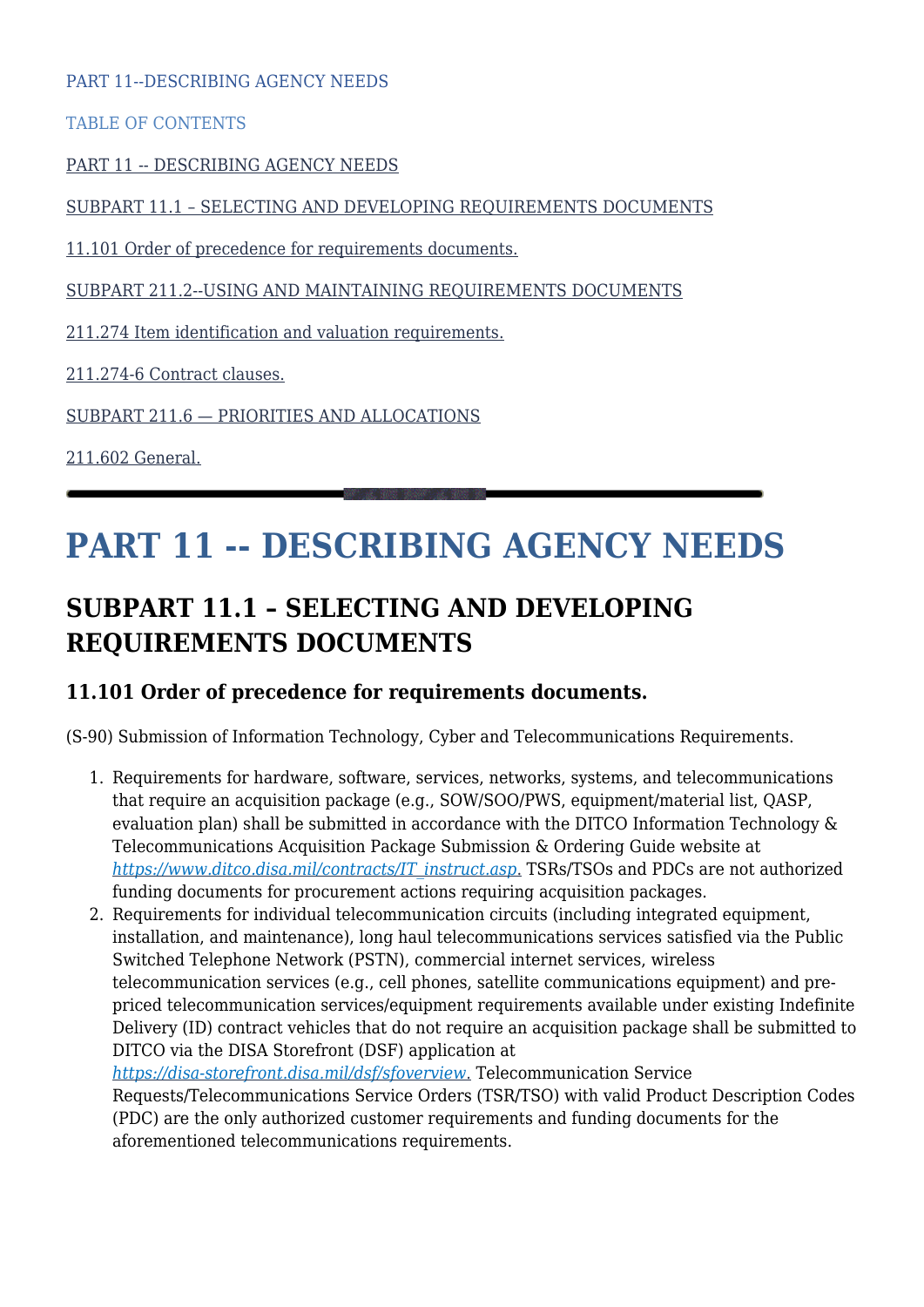PART 11--DESCRIBING AGENCY NEEDS

TABLE OF CONTENTS

PART 11 -- DESCRIBING AGENCY NEEDS

SUBPART 11.1 – SELECTING AND DEVELOPING REQUIREMENTS DOCUMENTS

11.101 Order of precedence for requirements documents.

SUBPART 211.2--USING AND MAINTAINING REQUIREMENTS DOCUMENTS

211.274 Item identification and valuation requirements.

211.274-6 Contract clauses.

SUBPART 211.6 — PRIORITIES AND ALLOCATIONS

211.602 General.

---

# PART 11 -- DESCRIBING AGENCY NEEDS

## SUBPART 11.1 – SELECTING AND DEVELOPING REQUIREMENTS DOCUMENTS

### 11.101 Order of precedence for requirements documents.

(S-90) Submission of Information Technology, Cyber and Telecommunications Requirements.

1. Requirements for hardware, software, services, networks, systems, and telecommunications that require an acquisition package (e.g., SOW/SOO/PWS, equipment/material list, QASP, evaluation plan) shall be submitted in accordance with the DITCO Information Technology & Telecommunications Acquisition Package Submission & Ordering Guide website at *https://www.ditco.disa.mil/contracts/IT_instruct.asp*. TSRs/TSOs and PDCs are not authorized funding documents for procurement actions requiring acquisition packages.
2. Requirements for individual telecommunication circuits (including integrated equipment, installation, and maintenance), long haul telecommunications services satisfied via the Public Switched Telephone Network (PSTN), commercial internet services, wireless telecommunication services (e.g., cell phones, satellite communications equipment) and pre-priced telecommunication services/equipment requirements available under existing Indefinite Delivery (ID) contract vehicles that do not require an acquisition package shall be submitted to DITCO via the DISA Storefront (DSF) application at *https://disa-storefront.disa.mil/dsf/sfoverview*. Telecommunication Service Requests/Telecommunications Service Orders (TSR/TSO) with valid Product Description Codes (PDC) are the only authorized customer requirements and funding documents for the aforementioned telecommunications requirements.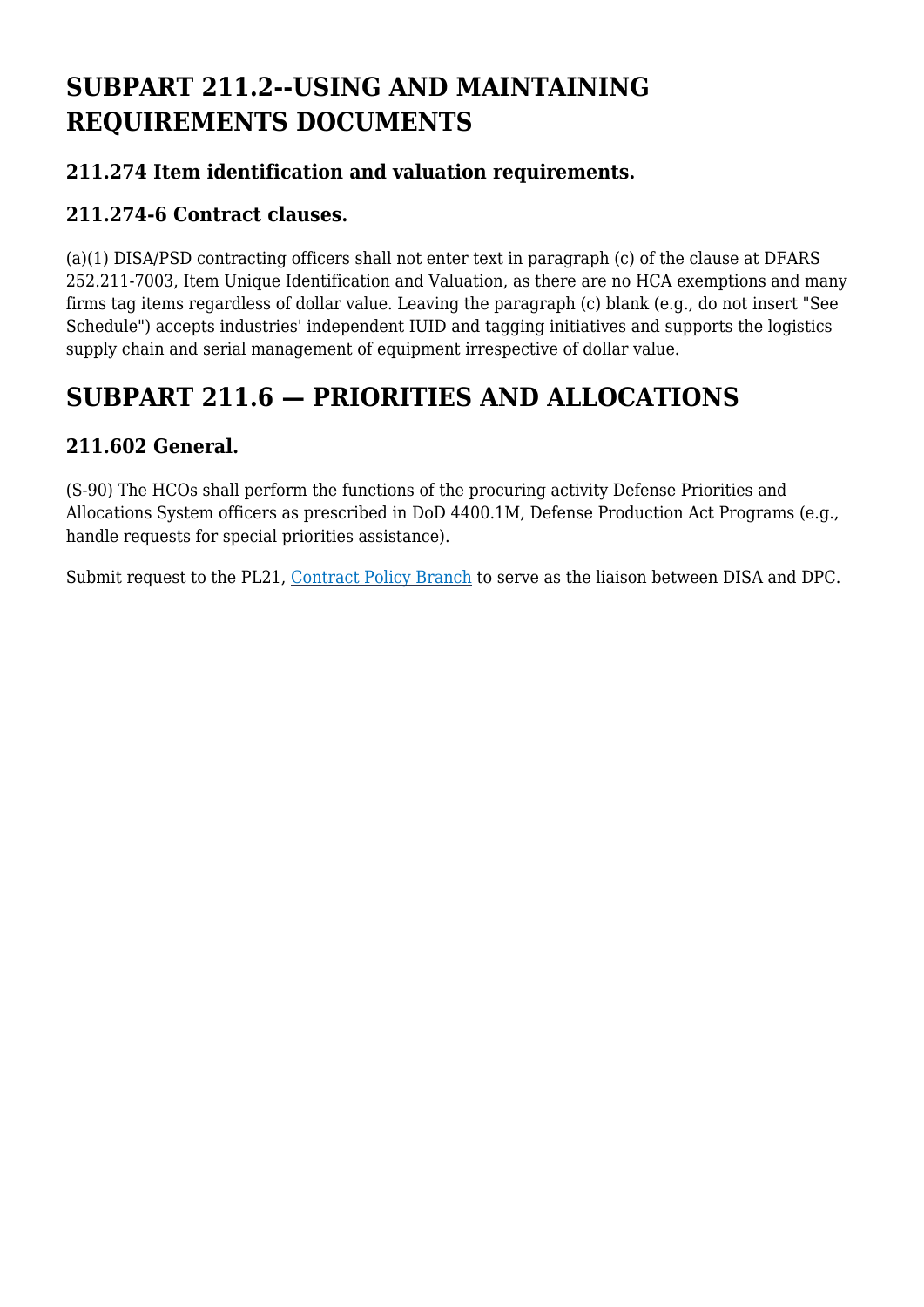# SUBPART 211.2--USING AND MAINTAINING REQUIREMENTS DOCUMENTS

### 211.274 Item identification and valuation requirements.

### 211.274-6 Contract clauses.

(a)(1) DISA/PSD contracting officers shall not enter text in paragraph (c) of the clause at DFARS 252.211-7003, Item Unique Identification and Valuation, as there are no HCA exemptions and many firms tag items regardless of dollar value. Leaving the paragraph (c) blank (e.g., do not insert "See Schedule") accepts industries' independent IUID and tagging initiatives and supports the logistics supply chain and serial management of equipment irrespective of dollar value.

# SUBPART 211.6 — PRIORITIES AND ALLOCATIONS

### 211.602 General.

(S-90) The HCOs shall perform the functions of the procuring activity Defense Priorities and Allocations System officers as prescribed in DoD 4400.1M, Defense Production Act Programs (e.g., handle requests for special priorities assistance).

Submit request to the PL21, Contract Policy Branch to serve as the liaison between DISA and DPC.